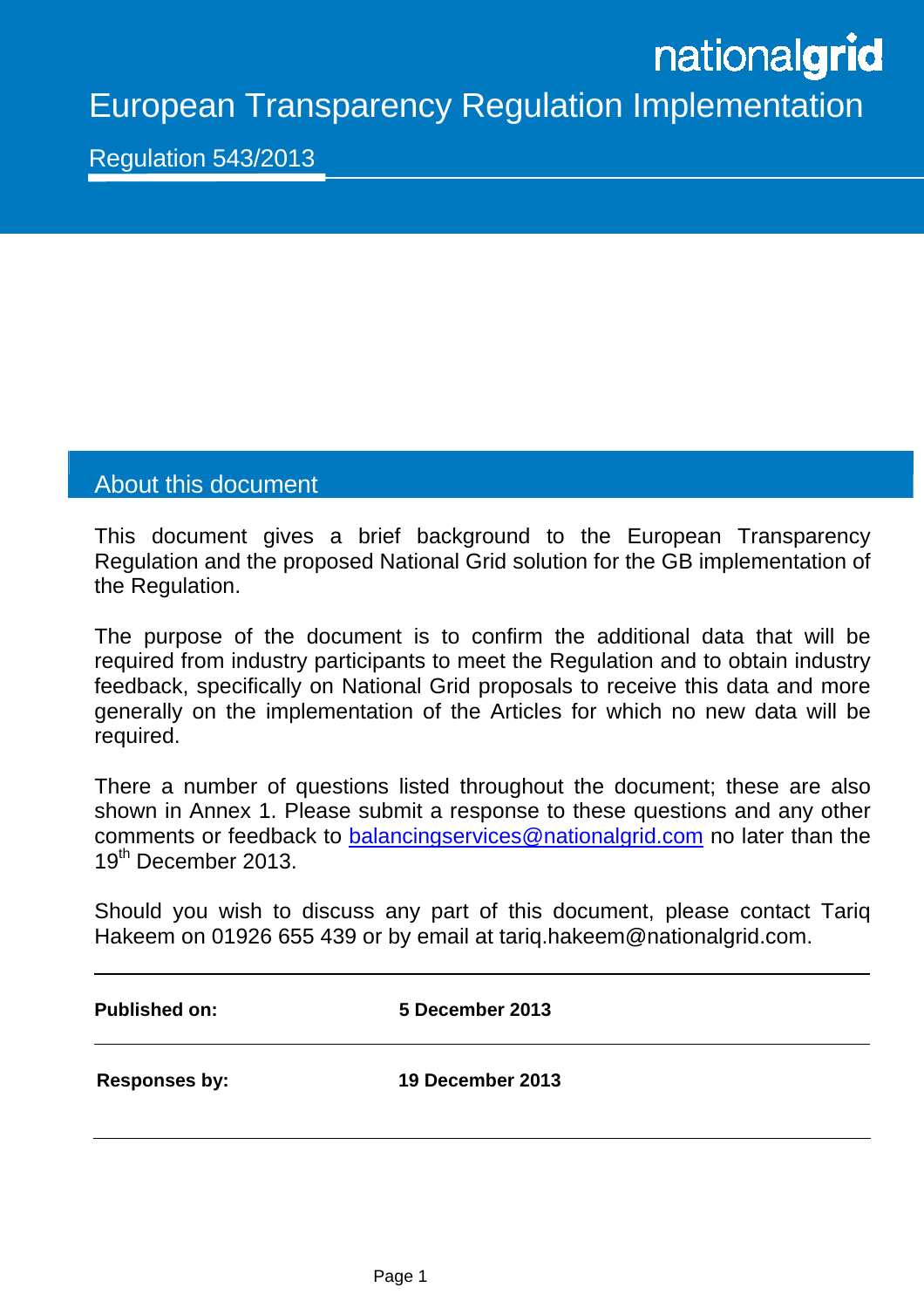nationalgrid

# European Transparency Regulation Implementation

## Regulation 543/2013

## About this document

This document gives a brief background to the European Transparency Regulation and the proposed National Grid solution for the GB implementation of the Regulation.

The purpose of the document is to confirm the additional data that will be required from industry participants to meet the Regulation and to obtain industry feedback, specifically on National Grid proposals to receive this data and more generally on the implementation of the Articles for which no new data will be required.

There a number of questions listed throughout the document; these are also shown in Annex 1. Please submit a response to these questions and any other comments or feedback to balancingservices@nationalgrid.com no later than the 19th December 2013.

Should you wish to discuss any part of this document, please contact Tariq Hakeem on 01926 655 439 or by email at tariq.hakeem@nationalgrid.com.

| | |
|---|---|
| **Published on:** | **5 December 2013** |
| **Responses by:** | **19 December 2013** |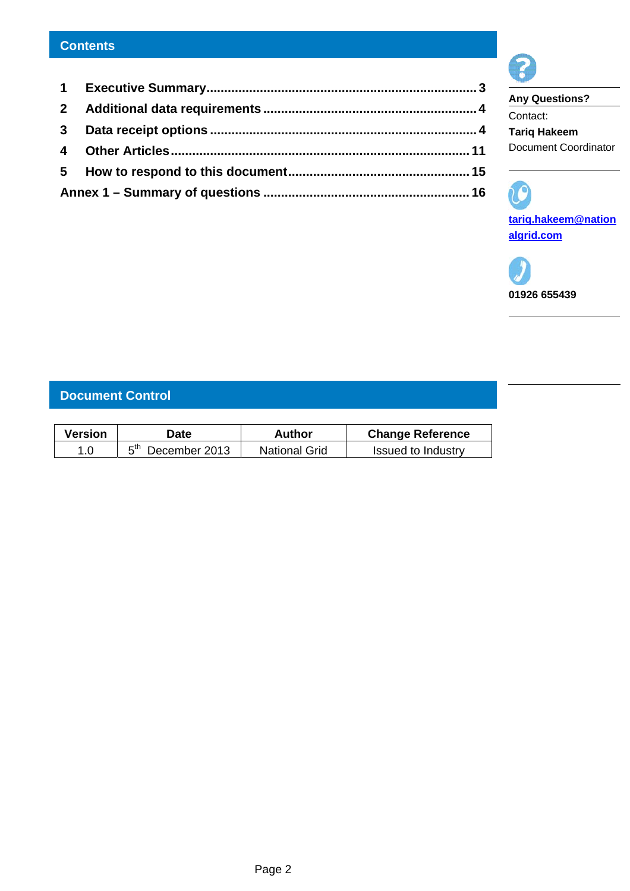## Contents

1 **Executive Summary** ........................................................................... 3

2 **Additional data requirements** .......................................................... 4

3 **Data receipt options** ......................................................................... 4

4 **Other Articles** ................................................................................. 11

5 **How to respond to this document** .................................................. 15

**Annex 1 – Summary of questions** ........................................................ 16

**Any Questions?**

Contact:

**Tariq Hakeem**

Document Coordinator

tariq.hakeem@nationalgrid.com

**01926 655439**

## Document Control

| Version | Date | Author | Change Reference |
|---|---|---|---|
| 1.0 | 5th December 2013 | National Grid | Issued to Industry |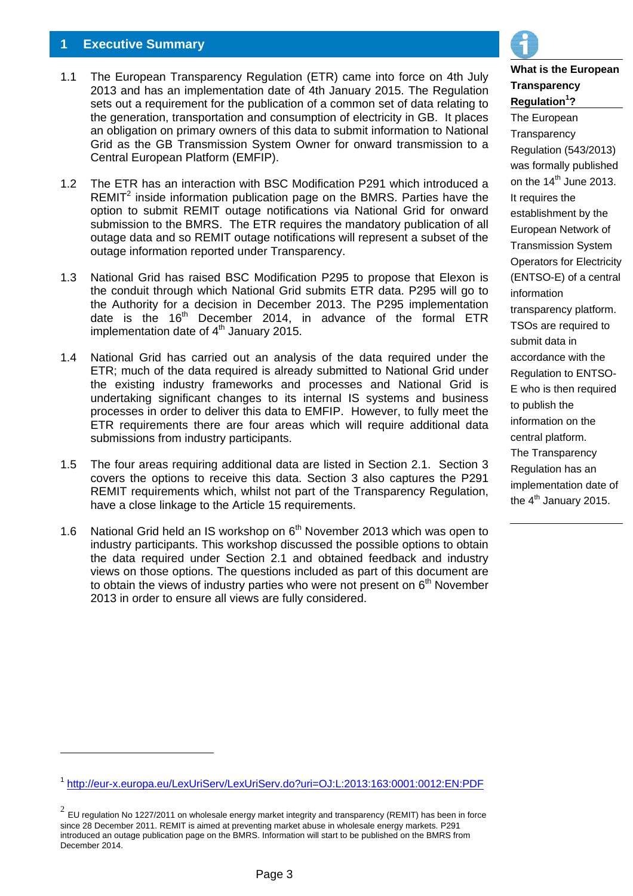# 1 Executive Summary

1.1 The European Transparency Regulation (ETR) came into force on 4th July 2013 and has an implementation date of 4th January 2015. The Regulation sets out a requirement for the publication of a common set of data relating to the generation, transportation and consumption of electricity in GB. It places an obligation on primary owners of this data to submit information to National Grid as the GB Transmission System Owner for onward transmission to a Central European Platform (EMFIP).

1.2 The ETR has an interaction with BSC Modification P291 which introduced a REMIT[2] inside information publication page on the BMRS. Parties have the option to submit REMIT outage notifications via National Grid for onward submission to the BMRS. The ETR requires the mandatory publication of all outage data and so REMIT outage notifications will represent a subset of the outage information reported under Transparency.

1.3 National Grid has raised BSC Modification P295 to propose that Elexon is the conduit through which National Grid submits ETR data. P295 will go to the Authority for a decision in December 2013. The P295 implementation date is the 16th December 2014, in advance of the formal ETR implementation date of 4th January 2015.

1.4 National Grid has carried out an analysis of the data required under the ETR; much of the data required is already submitted to National Grid under the existing industry frameworks and processes and National Grid is undertaking significant changes to its internal IS systems and business processes in order to deliver this data to EMFIP. However, to fully meet the ETR requirements there are four areas which will require additional data submissions from industry participants.

1.5 The four areas requiring additional data are listed in Section 2.1. Section 3 covers the options to receive this data. Section 3 also captures the P291 REMIT requirements which, whilst not part of the Transparency Regulation, have a close linkage to the Article 15 requirements.

1.6 National Grid held an IS workshop on 6th November 2013 which was open to industry participants. This workshop discussed the possible options to obtain the data required under Section 2.1 and obtained feedback and industry views on those options. The questions included as part of this document are to obtain the views of industry parties who were not present on 6th November 2013 in order to ensure all views are fully considered.

**What is the European Transparency Regulation[1]?**

The European Transparency Regulation (543/2013) was formally published on the 14th June 2013. It requires the establishment by the European Network of Transmission System Operators for Electricity (ENTSO-E) of a central information transparency platform. TSOs are required to submit data in accordance with the Regulation to ENTSO-E who is then required to publish the information on the central platform. The Transparency Regulation has an implementation date of the 4th January 2015.

---

[1] http://eur-x.europa.eu/LexUriServ/LexUriServ.do?uri=OJ:L:2013:163:0001:0012:EN:PDF

[2] EU regulation No 1227/2011 on wholesale energy market integrity and transparency (REMIT) has been in force since 28 December 2011. REMIT is aimed at preventing market abuse in wholesale energy markets. P291 introduced an outage publication page on the BMRS. Information will start to be published on the BMRS from December 2014.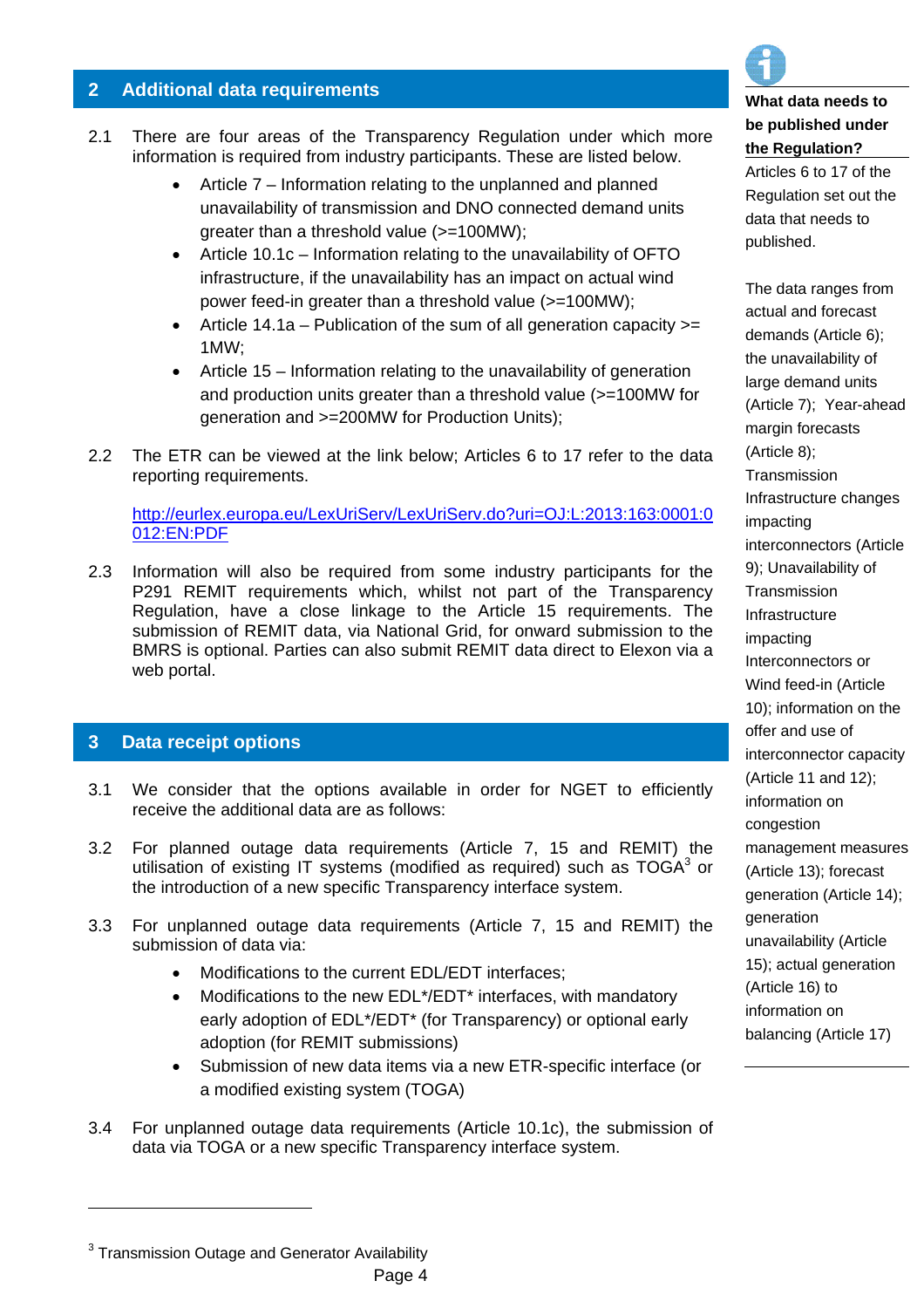## 2 Additional data requirements

2.1 There are four areas of the Transparency Regulation under which more information is required from industry participants. These are listed below.

- Article 7 – Information relating to the unplanned and planned unavailability of transmission and DNO connected demand units greater than a threshold value (>=100MW);
- Article 10.1c – Information relating to the unavailability of OFTO infrastructure, if the unavailability has an impact on actual wind power feed-in greater than a threshold value (>=100MW);
- Article 14.1a – Publication of the sum of all generation capacity >= 1MW;
- Article 15 – Information relating to the unavailability of generation and production units greater than a threshold value (>=100MW for generation and >=200MW for Production Units);

2.2 The ETR can be viewed at the link below; Articles 6 to 17 refer to the data reporting requirements.

[http://eurlex.europa.eu/LexUriServ/LexUriServ.do?uri=OJ:L:2013:163:0001:0012:EN:PDF](http://eurlex.europa.eu/LexUriServ/LexUriServ.do?uri=OJ:L:2013:163:0001:0012:EN:PDF)

2.3 Information will also be required from some industry participants for the P291 REMIT requirements which, whilst not part of the Transparency Regulation, have a close linkage to the Article 15 requirements. The submission of REMIT data, via National Grid, for onward submission to the BMRS is optional. Parties can also submit REMIT data direct to Elexon via a web portal.

## 3 Data receipt options

3.1 We consider that the options available in order for NGET to efficiently receive the additional data are as follows:

3.2 For planned outage data requirements (Article 7, 15 and REMIT) the utilisation of existing IT systems (modified as required) such as TOGA[3] or the introduction of a new specific Transparency interface system.

3.3 For unplanned outage data requirements (Article 7, 15 and REMIT) the submission of data via:

- Modifications to the current EDL/EDT interfaces;
- Modifications to the new EDL*/EDT* interfaces, with mandatory early adoption of EDL*/EDT* (for Transparency) or optional early adoption (for REMIT submissions)
- Submission of new data items via a new ETR-specific interface (or a modified existing system (TOGA)

3.4 For unplanned outage data requirements (Article 10.1c), the submission of data via TOGA or a new specific Transparency interface system.

**What data needs to be published under the Regulation?**

Articles 6 to 17 of the Regulation set out the data that needs to published.

The data ranges from actual and forecast demands (Article 6); the unavailability of large demand units (Article 7); Year-ahead margin forecasts (Article 8); Transmission Infrastructure changes impacting interconnectors (Article 9); Unavailability of Transmission Infrastructure impacting Interconnectors or Wind feed-in (Article 10); information on the offer and use of interconnector capacity (Article 11 and 12); information on congestion management measures (Article 13); forecast generation (Article 14); generation unavailability (Article 15); actual generation (Article 16) to information on balancing (Article 17)

[3] Transmission Outage and Generator Availability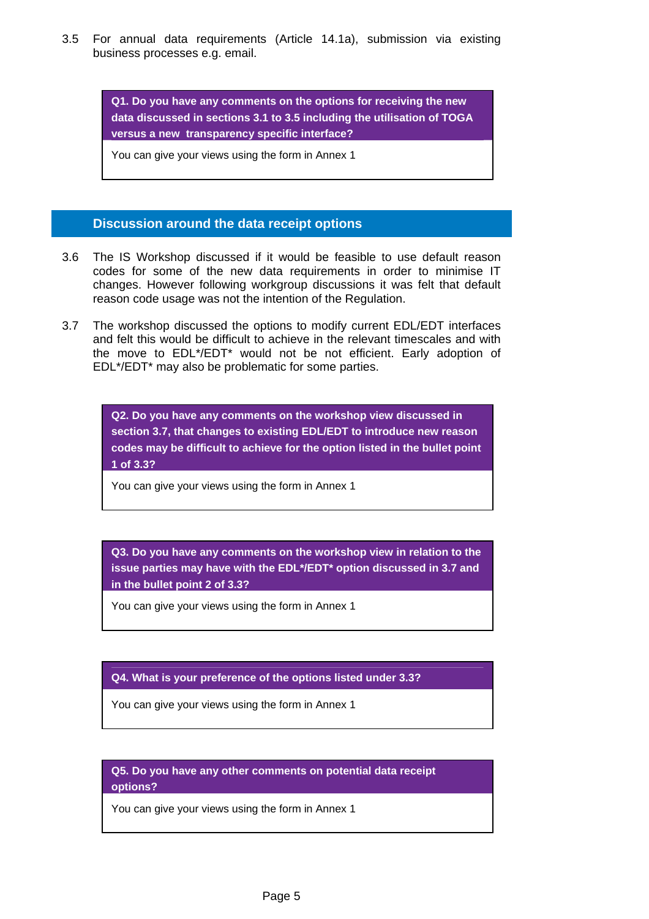3.5 For annual data requirements (Article 14.1a), submission via existing business processes e.g. email.

> **Q1. Do you have any comments on the options for receiving the new data discussed in sections 3.1 to 3.5 including the utilisation of TOGA versus a new transparency specific interface?**
>
> You can give your views using the form in Annex 1

## Discussion around the data receipt options

3.6 The IS Workshop discussed if it would be feasible to use default reason codes for some of the new data requirements in order to minimise IT changes. However following workgroup discussions it was felt that default reason code usage was not the intention of the Regulation.

3.7 The workshop discussed the options to modify current EDL/EDT interfaces and felt this would be difficult to achieve in the relevant timescales and with the move to EDL*/EDT* would not be not efficient. Early adoption of EDL*/EDT* may also be problematic for some parties.

> **Q2. Do you have any comments on the workshop view discussed in section 3.7, that changes to existing EDL/EDT to introduce new reason codes may be difficult to achieve for the option listed in the bullet point 1 of 3.3?**
>
> You can give your views using the form in Annex 1

> **Q3. Do you have any comments on the workshop view in relation to the issue parties may have with the EDL*/EDT* option discussed in 3.7 and in the bullet point 2 of 3.3?**
>
> You can give your views using the form in Annex 1

> **Q4. What is your preference of the options listed under 3.3?**
>
> You can give your views using the form in Annex 1

> **Q5. Do you have any other comments on potential data receipt options?**
>
> You can give your views using the form in Annex 1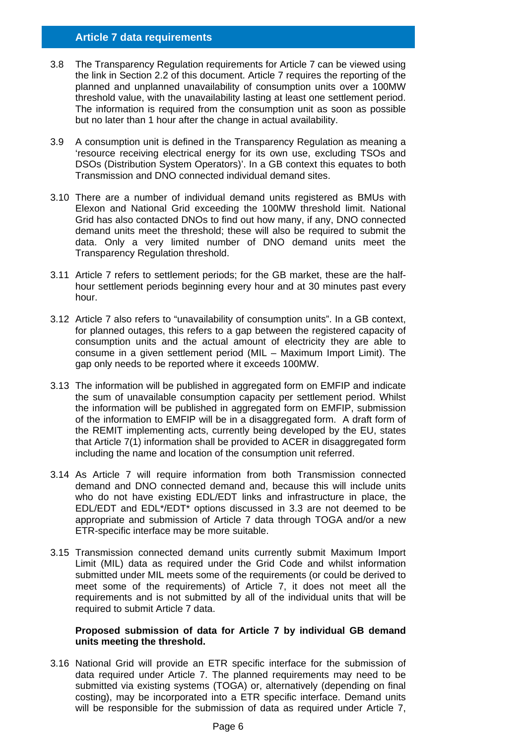## Article 7 data requirements

3.8 The Transparency Regulation requirements for Article 7 can be viewed using the link in Section 2.2 of this document. Article 7 requires the reporting of the planned and unplanned unavailability of consumption units over a 100MW threshold value, with the unavailability lasting at least one settlement period. The information is required from the consumption unit as soon as possible but no later than 1 hour after the change in actual availability.

3.9 A consumption unit is defined in the Transparency Regulation as meaning a 'resource receiving electrical energy for its own use, excluding TSOs and DSOs (Distribution System Operators)'. In a GB context this equates to both Transmission and DNO connected individual demand sites.

3.10 There are a number of individual demand units registered as BMUs with Elexon and National Grid exceeding the 100MW threshold limit. National Grid has also contacted DNOs to find out how many, if any, DNO connected demand units meet the threshold; these will also be required to submit the data. Only a very limited number of DNO demand units meet the Transparency Regulation threshold.

3.11 Article 7 refers to settlement periods; for the GB market, these are the half-hour settlement periods beginning every hour and at 30 minutes past every hour.

3.12 Article 7 also refers to "unavailability of consumption units". In a GB context, for planned outages, this refers to a gap between the registered capacity of consumption units and the actual amount of electricity they are able to consume in a given settlement period (MIL – Maximum Import Limit). The gap only needs to be reported where it exceeds 100MW.

3.13 The information will be published in aggregated form on EMFIP and indicate the sum of unavailable consumption capacity per settlement period. Whilst the information will be published in aggregated form on EMFIP, submission of the information to EMFIP will be in a disaggregated form. A draft form of the REMIT implementing acts, currently being developed by the EU, states that Article 7(1) information shall be provided to ACER in disaggregated form including the name and location of the consumption unit referred.

3.14 As Article 7 will require information from both Transmission connected demand and DNO connected demand and, because this will include units who do not have existing EDL/EDT links and infrastructure in place, the EDL/EDT and EDL*/EDT* options discussed in 3.3 are not deemed to be appropriate and submission of Article 7 data through TOGA and/or a new ETR-specific interface may be more suitable.

3.15 Transmission connected demand units currently submit Maximum Import Limit (MIL) data as required under the Grid Code and whilst information submitted under MIL meets some of the requirements (or could be derived to meet some of the requirements) of Article 7, it does not meet all the requirements and is not submitted by all of the individual units that will be required to submit Article 7 data.

**Proposed submission of data for Article 7 by individual GB demand units meeting the threshold.**

3.16 National Grid will provide an ETR specific interface for the submission of data required under Article 7. The planned requirements may need to be submitted via existing systems (TOGA) or, alternatively (depending on final costing), may be incorporated into a ETR specific interface. Demand units will be responsible for the submission of data as required under Article 7,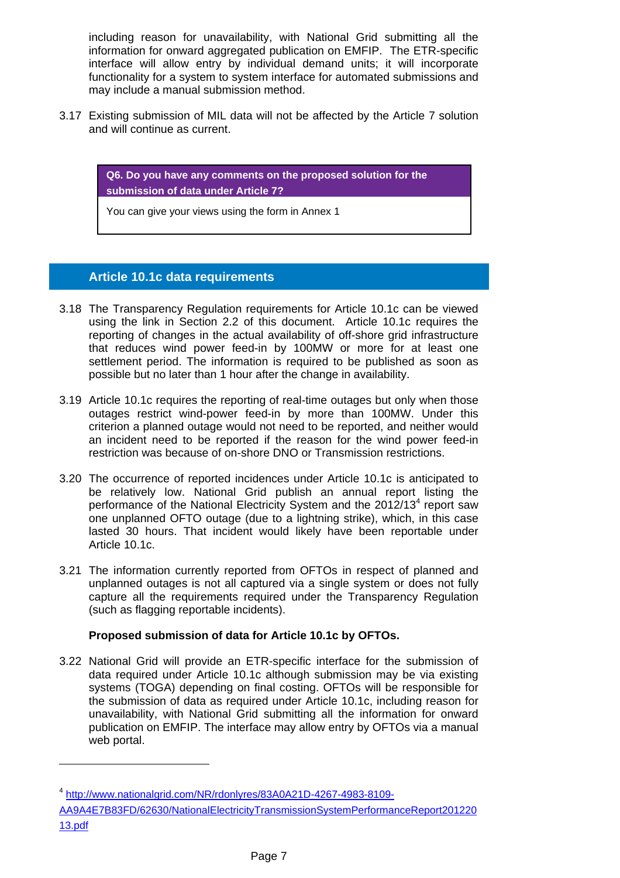including reason for unavailability, with National Grid submitting all the information for onward aggregated publication on EMFIP. The ETR-specific interface will allow entry by individual demand units; it will incorporate functionality for a system to system interface for automated submissions and may include a manual submission method.

3.17 Existing submission of MIL data will not be affected by the Article 7 solution and will continue as current.

**Q6. Do you have any comments on the proposed solution for the submission of data under Article 7?**

You can give your views using the form in Annex 1

## Article 10.1c data requirements

3.18 The Transparency Regulation requirements for Article 10.1c can be viewed using the link in Section 2.2 of this document. Article 10.1c requires the reporting of changes in the actual availability of off-shore grid infrastructure that reduces wind power feed-in by more than 100MW for at least one settlement period. The information is required to be published as soon as possible but no later than 1 hour after the change in availability.

3.19 Article 10.1c requires the reporting of real-time outages but only when those outages restrict wind-power feed-in by more than 100MW. Under this criterion a planned outage would not need to be reported, and neither would an incident need to be reported if the reason for the wind power feed-in restriction was because of on-shore DNO or Transmission restrictions.

3.20 The occurrence of reported incidences under Article 10.1c is anticipated to be relatively low. National Grid publish an annual report listing the performance of the National Electricity System and the 2012/13[4] report saw one unplanned OFTO outage (due to a lightning strike), which, in this case lasted 30 hours. That incident would likely have been reportable under Article 10.1c.

3.21 The information currently reported from OFTOs in respect of planned and unplanned outages is not all captured via a single system or does not fully capture all the requirements required under the Transparency Regulation (such as flagging reportable incidents).

**Proposed submission of data for Article 10.1c by OFTOs.**

3.22 National Grid will provide an ETR-specific interface for the submission of data required under Article 10.1c although submission may be via existing systems (TOGA) depending on final costing. OFTOs will be responsible for the submission of data as required under Article 10.1c, including reason for unavailability, with National Grid submitting all the information for onward publication on EMFIP. The interface may allow entry by OFTOs via a manual web portal.

---

[4] http://www.nationalgrid.com/NR/rdonlyres/83A0A21D-4267-4983-8109-AA9A4E7B83FD/62630/NationalElectricityTransmissionSystemPerformanceReport201220 13.pdf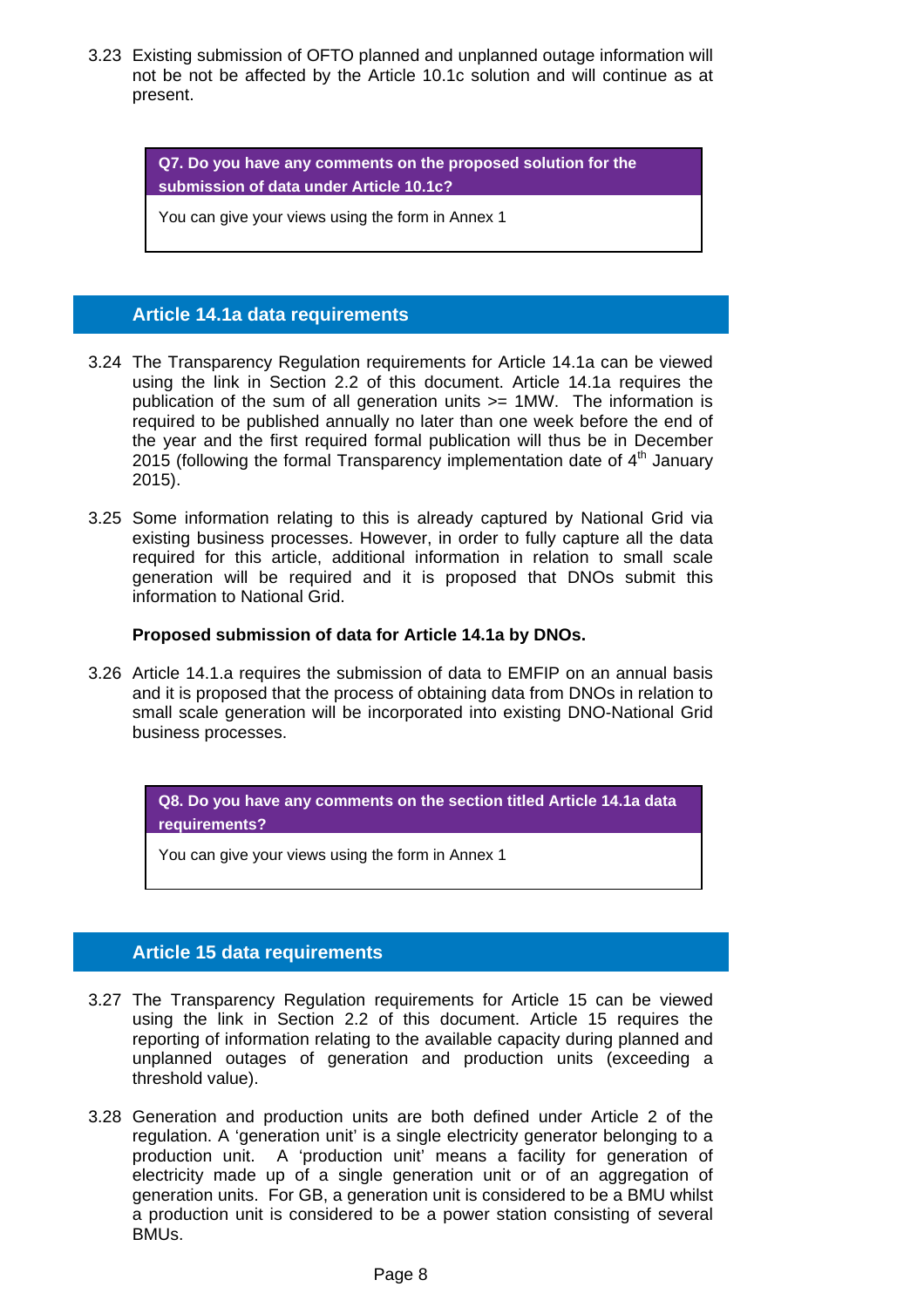3.23 Existing submission of OFTO planned and unplanned outage information will not be not be affected by the Article 10.1c solution and will continue as at present.

> **Q7. Do you have any comments on the proposed solution for the submission of data under Article 10.1c?**
>
> You can give your views using the form in Annex 1

## Article 14.1a data requirements

3.24 The Transparency Regulation requirements for Article 14.1a can be viewed using the link in Section 2.2 of this document. Article 14.1a requires the publication of the sum of all generation units >= 1MW. The information is required to be published annually no later than one week before the end of the year and the first required formal publication will thus be in December 2015 (following the formal Transparency implementation date of 4th January 2015).

3.25 Some information relating to this is already captured by National Grid via existing business processes. However, in order to fully capture all the data required for this article, additional information in relation to small scale generation will be required and it is proposed that DNOs submit this information to National Grid.

**Proposed submission of data for Article 14.1a by DNOs.**

3.26 Article 14.1.a requires the submission of data to EMFIP on an annual basis and it is proposed that the process of obtaining data from DNOs in relation to small scale generation will be incorporated into existing DNO-National Grid business processes.

> **Q8. Do you have any comments on the section titled Article 14.1a data requirements?**
>
> You can give your views using the form in Annex 1

## Article 15 data requirements

3.27 The Transparency Regulation requirements for Article 15 can be viewed using the link in Section 2.2 of this document. Article 15 requires the reporting of information relating to the available capacity during planned and unplanned outages of generation and production units (exceeding a threshold value).

3.28 Generation and production units are both defined under Article 2 of the regulation. A 'generation unit' is a single electricity generator belonging to a production unit. A 'production unit' means a facility for generation of electricity made up of a single generation unit or of an aggregation of generation units. For GB, a generation unit is considered to be a BMU whilst a production unit is considered to be a power station consisting of several BMUs.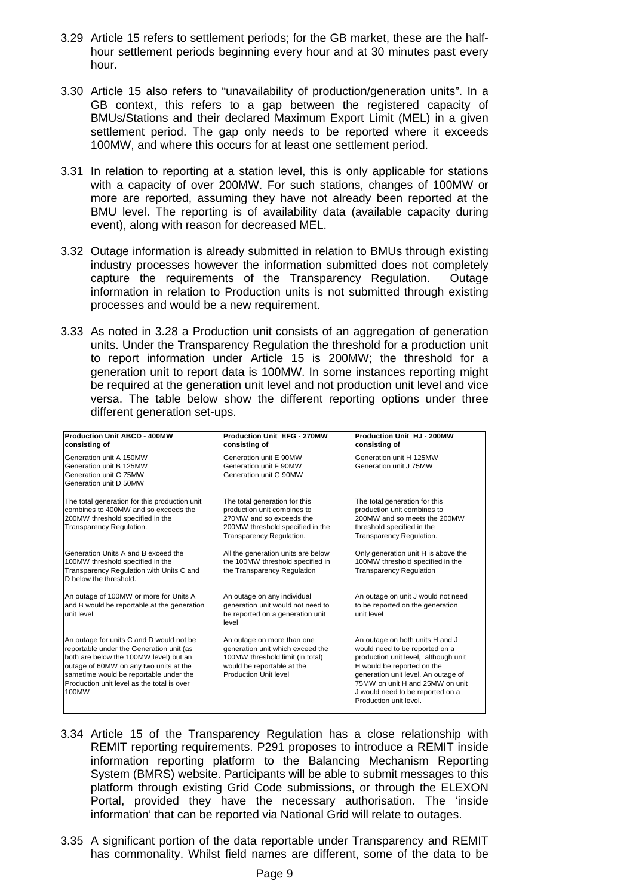3.29 Article 15 refers to settlement periods; for the GB market, these are the half-hour settlement periods beginning every hour and at 30 minutes past every hour.

3.30 Article 15 also refers to "unavailability of production/generation units". In a GB context, this refers to a gap between the registered capacity of BMUs/Stations and their declared Maximum Export Limit (MEL) in a given settlement period. The gap only needs to be reported where it exceeds 100MW, and where this occurs for at least one settlement period.

3.31 In relation to reporting at a station level, this is only applicable for stations with a capacity of over 200MW. For such stations, changes of 100MW or more are reported, assuming they have not already been reported at the BMU level. The reporting is of availability data (available capacity during event), along with reason for decreased MEL.

3.32 Outage information is already submitted in relation to BMUs through existing industry processes however the information submitted does not completely capture the requirements of the Transparency Regulation. Outage information in relation to Production units is not submitted through existing processes and would be a new requirement.

3.33 As noted in 3.28 a Production unit consists of an aggregation of generation units. Under the Transparency Regulation the threshold for a production unit to report information under Article 15 is 200MW; the threshold for a generation unit to report data is 100MW. In some instances reporting might be required at the generation unit level and not production unit level and vice versa. The table below show the different reporting options under three different generation set-ups.

| **Production Unit ABCD - 400MW consisting of** | **Production Unit EFG - 270MW consisting of** | **Production Unit HJ - 200MW consisting of** |
|---|---|---|
| Generation unit A 150MW<br>Generation unit B 125MW<br>Generation unit C 75MW<br>Generation unit D 50MW | Generation unit E 90MW<br>Generation unit F 90MW<br>Generation unit G 90MW | Generation unit H 125MW<br>Generation unit J 75MW |
| The total generation for this production unit combines to 400MW and so exceeds the 200MW threshold specified in the Transparency Regulation. | The total generation for this production unit combines to 270MW and so exceeds the 200MW threshold specified in the Transparency Regulation. | The total generation for this production unit combines to 200MW and so meets the 200MW threshold specified in the Transparency Regulation. |
| Generation Units A and B exceed the 100MW threshold specified in the Transparency Regulation with Units C and D below the threshold. | All the generation units are below the 100MW threshold specified in the Transparency Regulation | Only generation unit H is above the 100MW threshold specified in the Transparency Regulation |
| An outage of 100MW or more for Units A and B would be reportable at the generation unit level | An outage on any individual generation unit would not need to be reported on a generation unit level | An outage on unit J would not need to be reported on the generation unit level |
| An outage for units C and D would not be reportable under the Generation unit (as both are below the 100MW level) but an outage of 60MW on any two units at the sametime would be reportable under the Production unit level as the total is over 100MW | An outage on more than one generation unit which exceed the 100MW threshold limit (in total) would be reportable at the Production Unit level | An outage on both units H and J would need to be reported on a production unit level, although unit H would be reported on the generation unit level. An outage of 75MW on unit H and 25MW on unit J would need to be reported on a Production unit level. |

3.34 Article 15 of the Transparency Regulation has a close relationship with REMIT reporting requirements. P291 proposes to introduce a REMIT inside information reporting platform to the Balancing Mechanism Reporting System (BMRS) website. Participants will be able to submit messages to this platform through existing Grid Code submissions, or through the ELEXON Portal, provided they have the necessary authorisation. The 'inside information' that can be reported via National Grid will relate to outages.

3.35 A significant portion of the data reportable under Transparency and REMIT has commonality. Whilst field names are different, some of the data to be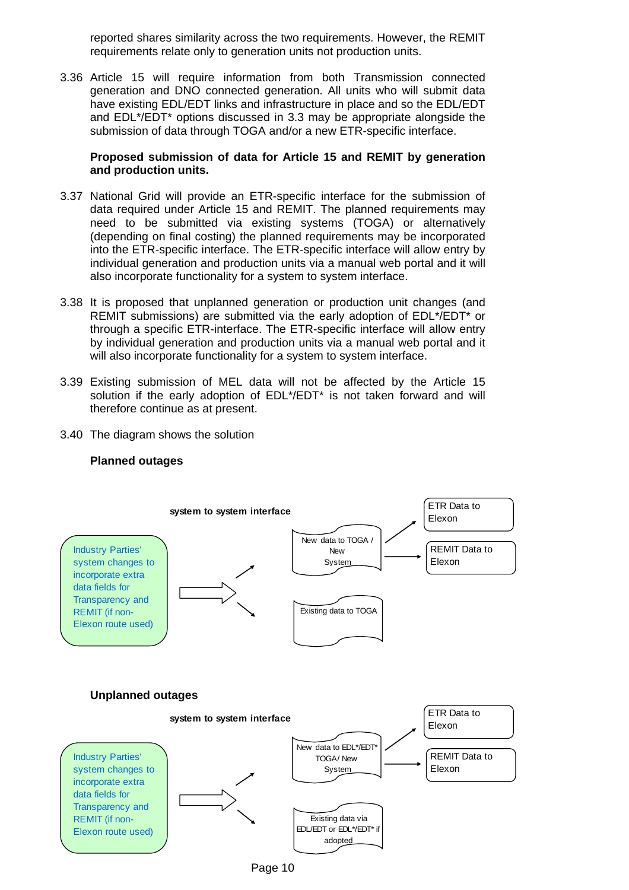reported shares similarity across the two requirements. However, the REMIT requirements relate only to generation units not production units.

3.36 Article 15 will require information from both Transmission connected generation and DNO connected generation. All units who will submit data have existing EDL/EDT links and infrastructure in place and so the EDL/EDT and EDL*/EDT* options discussed in 3.3 may be appropriate alongside the submission of data through TOGA and/or a new ETR-specific interface.

**Proposed submission of data for Article 15 and REMIT by generation and production units.**

3.37 National Grid will provide an ETR-specific interface for the submission of data required under Article 15 and REMIT. The planned requirements may need to be submitted via existing systems (TOGA) or alternatively (depending on final costing) the planned requirements may be incorporated into the ETR-specific interface. The ETR-specific interface will allow entry by individual generation and production units via a manual web portal and it will also incorporate functionality for a system to system interface.

3.38 It is proposed that unplanned generation or production unit changes (and REMIT submissions) are submitted via the early adoption of EDL*/EDT* or through a specific ETR-interface. The ETR-specific interface will allow entry by individual generation and production units via a manual web portal and it will also incorporate functionality for a system to system interface.

3.39 Existing submission of MEL data will not be affected by the Article 15 solution if the early adoption of EDL*/EDT* is not taken forward and will therefore continue as at present.

3.40 The diagram shows the solution

**Planned outages**

system to system interface

Industry Parties' system changes to incorporate extra data fields for Transparency and REMIT (if non-Elexon route used)

New data to TOGA / New System

Existing data to TOGA

ETR Data to Elexon

REMIT Data to Elexon

**Unplanned outages**

system to system interface

Industry Parties' system changes to incorporate extra data fields for Transparency and REMIT (if non-Elexon route used)

New data to EDL*/EDT* TOGA/ New System

Existing data via EDL/EDT or EDL*/EDT* if adopted

ETR Data to Elexon

REMIT Data to Elexon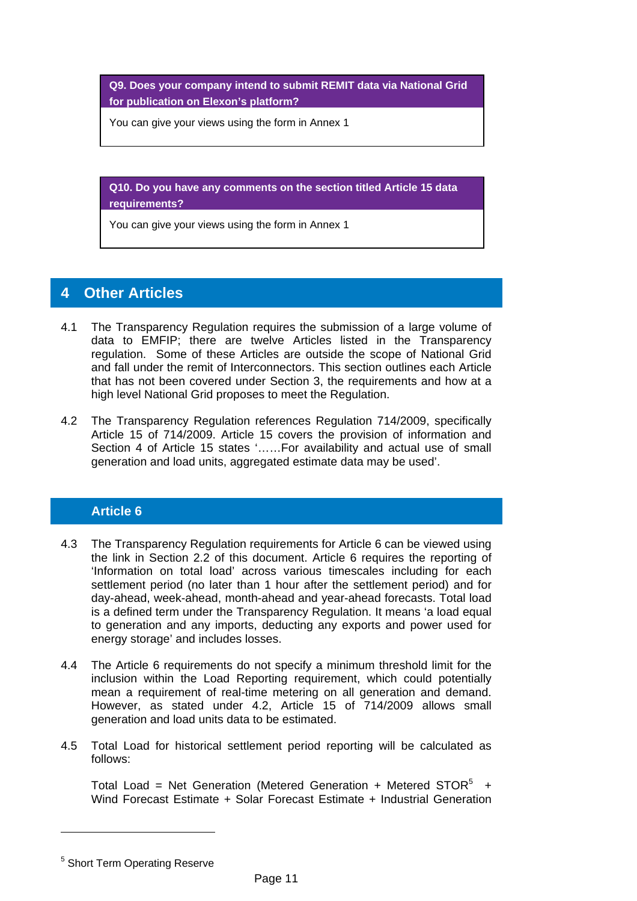**Q9. Does your company intend to submit REMIT data via National Grid for publication on Elexon's platform?**

You can give your views using the form in Annex 1

**Q10. Do you have any comments on the section titled Article 15 data requirements?**

You can give your views using the form in Annex 1

## 4 Other Articles

4.1 The Transparency Regulation requires the submission of a large volume of data to EMFIP; there are twelve Articles listed in the Transparency regulation. Some of these Articles are outside the scope of National Grid and fall under the remit of Interconnectors. This section outlines each Article that has not been covered under Section 3, the requirements and how at a high level National Grid proposes to meet the Regulation.

4.2 The Transparency Regulation references Regulation 714/2009, specifically Article 15 of 714/2009. Article 15 covers the provision of information and Section 4 of Article 15 states '……For availability and actual use of small generation and load units, aggregated estimate data may be used'.

### Article 6

4.3 The Transparency Regulation requirements for Article 6 can be viewed using the link in Section 2.2 of this document. Article 6 requires the reporting of 'Information on total load' across various timescales including for each settlement period (no later than 1 hour after the settlement period) and for day-ahead, week-ahead, month-ahead and year-ahead forecasts. Total load is a defined term under the Transparency Regulation. It means 'a load equal to generation and any imports, deducting any exports and power used for energy storage' and includes losses.

4.4 The Article 6 requirements do not specify a minimum threshold limit for the inclusion within the Load Reporting requirement, which could potentially mean a requirement of real-time metering on all generation and demand. However, as stated under 4.2, Article 15 of 714/2009 allows small generation and load units data to be estimated.

4.5 Total Load for historical settlement period reporting will be calculated as follows:

Total Load = Net Generation (Metered Generation + Metered STOR[5] + Wind Forecast Estimate + Solar Forecast Estimate + Industrial Generation

[5] Short Term Operating Reserve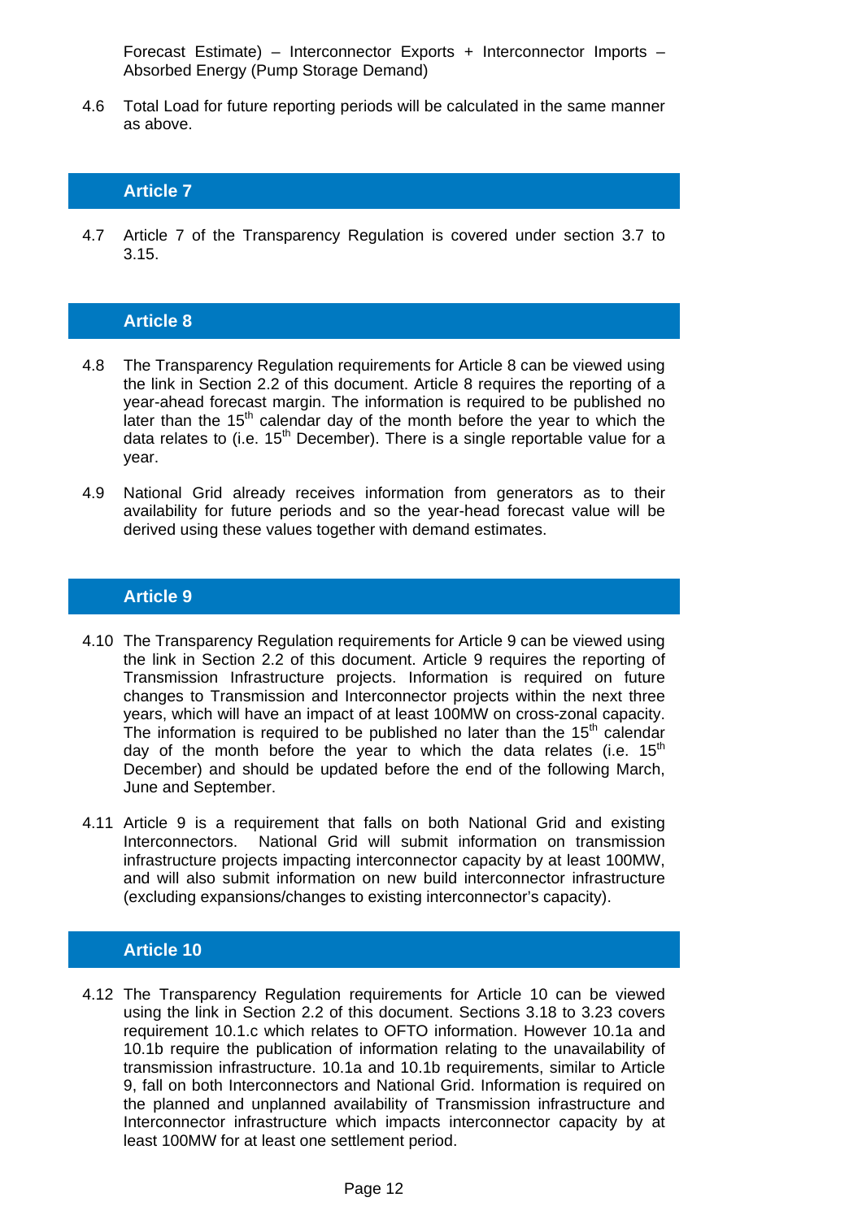Forecast Estimate) – Interconnector Exports + Interconnector Imports – Absorbed Energy (Pump Storage Demand)

4.6 Total Load for future reporting periods will be calculated in the same manner as above.

## Article 7

4.7 Article 7 of the Transparency Regulation is covered under section 3.7 to 3.15.

## Article 8

4.8 The Transparency Regulation requirements for Article 8 can be viewed using the link in Section 2.2 of this document. Article 8 requires the reporting of a year-ahead forecast margin. The information is required to be published no later than the 15th calendar day of the month before the year to which the data relates to (i.e. 15th December). There is a single reportable value for a year.

4.9 National Grid already receives information from generators as to their availability for future periods and so the year-head forecast value will be derived using these values together with demand estimates.

## Article 9

4.10 The Transparency Regulation requirements for Article 9 can be viewed using the link in Section 2.2 of this document. Article 9 requires the reporting of Transmission Infrastructure projects. Information is required on future changes to Transmission and Interconnector projects within the next three years, which will have an impact of at least 100MW on cross-zonal capacity. The information is required to be published no later than the 15th calendar day of the month before the year to which the data relates (i.e. 15th December) and should be updated before the end of the following March, June and September.

4.11 Article 9 is a requirement that falls on both National Grid and existing Interconnectors. National Grid will submit information on transmission infrastructure projects impacting interconnector capacity by at least 100MW, and will also submit information on new build interconnector infrastructure (excluding expansions/changes to existing interconnector's capacity).

## Article 10

4.12 The Transparency Regulation requirements for Article 10 can be viewed using the link in Section 2.2 of this document. Sections 3.18 to 3.23 covers requirement 10.1.c which relates to OFTO information. However 10.1a and 10.1b require the publication of information relating to the unavailability of transmission infrastructure. 10.1a and 10.1b requirements, similar to Article 9, fall on both Interconnectors and National Grid. Information is required on the planned and unplanned availability of Transmission infrastructure and Interconnector infrastructure which impacts interconnector capacity by at least 100MW for at least one settlement period.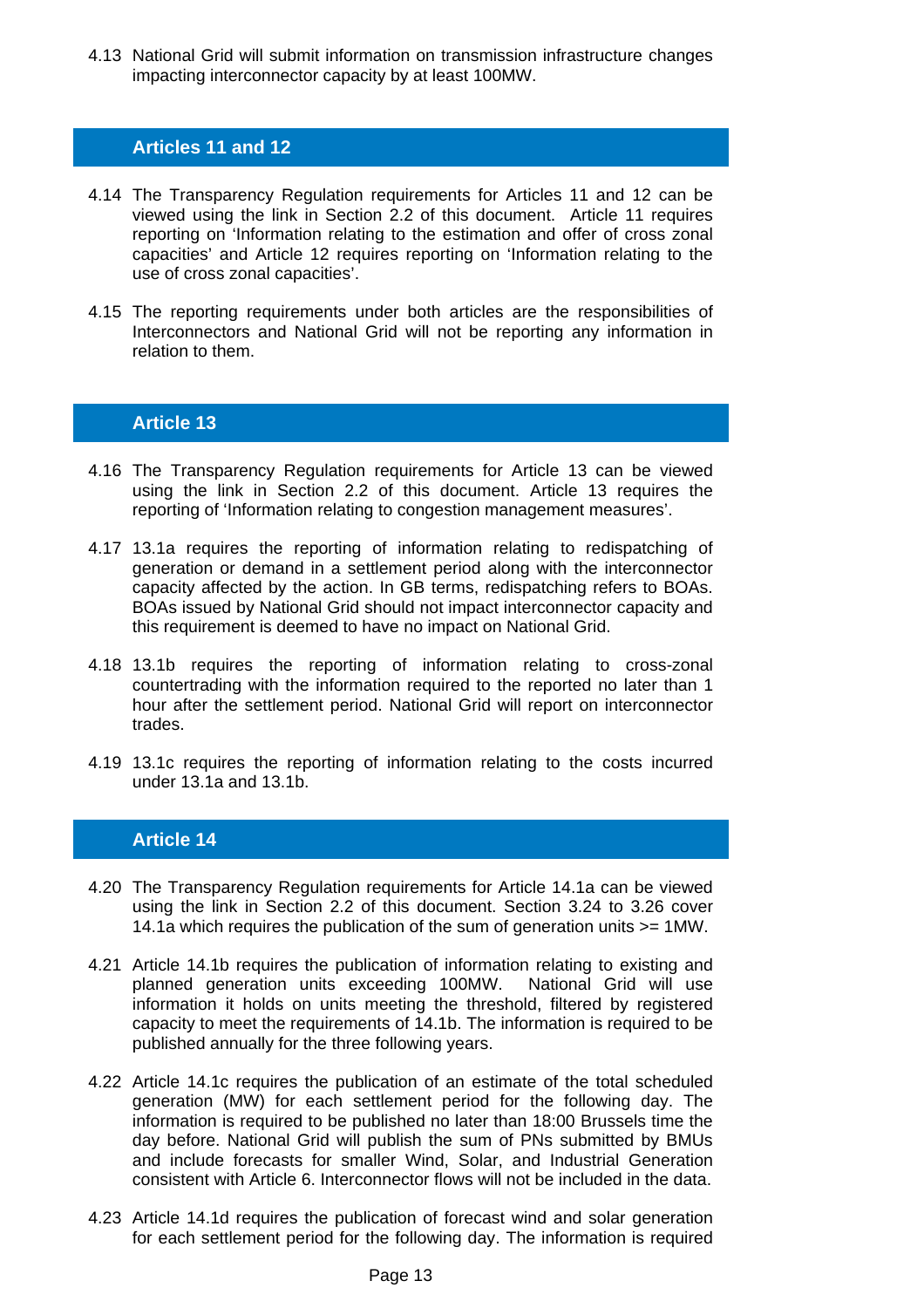4.13 National Grid will submit information on transmission infrastructure changes impacting interconnector capacity by at least 100MW.

## Articles 11 and 12

4.14 The Transparency Regulation requirements for Articles 11 and 12 can be viewed using the link in Section 2.2 of this document. Article 11 requires reporting on 'Information relating to the estimation and offer of cross zonal capacities' and Article 12 requires reporting on 'Information relating to the use of cross zonal capacities'.

4.15 The reporting requirements under both articles are the responsibilities of Interconnectors and National Grid will not be reporting any information in relation to them.

## Article 13

4.16 The Transparency Regulation requirements for Article 13 can be viewed using the link in Section 2.2 of this document. Article 13 requires the reporting of 'Information relating to congestion management measures'.

4.17 13.1a requires the reporting of information relating to redispatching of generation or demand in a settlement period along with the interconnector capacity affected by the action. In GB terms, redispatching refers to BOAs. BOAs issued by National Grid should not impact interconnector capacity and this requirement is deemed to have no impact on National Grid.

4.18 13.1b requires the reporting of information relating to cross-zonal countertrading with the information required to the reported no later than 1 hour after the settlement period. National Grid will report on interconnector trades.

4.19 13.1c requires the reporting of information relating to the costs incurred under 13.1a and 13.1b.

## Article 14

4.20 The Transparency Regulation requirements for Article 14.1a can be viewed using the link in Section 2.2 of this document. Section 3.24 to 3.26 cover 14.1a which requires the publication of the sum of generation units >= 1MW.

4.21 Article 14.1b requires the publication of information relating to existing and planned generation units exceeding 100MW. National Grid will use information it holds on units meeting the threshold, filtered by registered capacity to meet the requirements of 14.1b. The information is required to be published annually for the three following years.

4.22 Article 14.1c requires the publication of an estimate of the total scheduled generation (MW) for each settlement period for the following day. The information is required to be published no later than 18:00 Brussels time the day before. National Grid will publish the sum of PNs submitted by BMUs and include forecasts for smaller Wind, Solar, and Industrial Generation consistent with Article 6. Interconnector flows will not be included in the data.

4.23 Article 14.1d requires the publication of forecast wind and solar generation for each settlement period for the following day. The information is required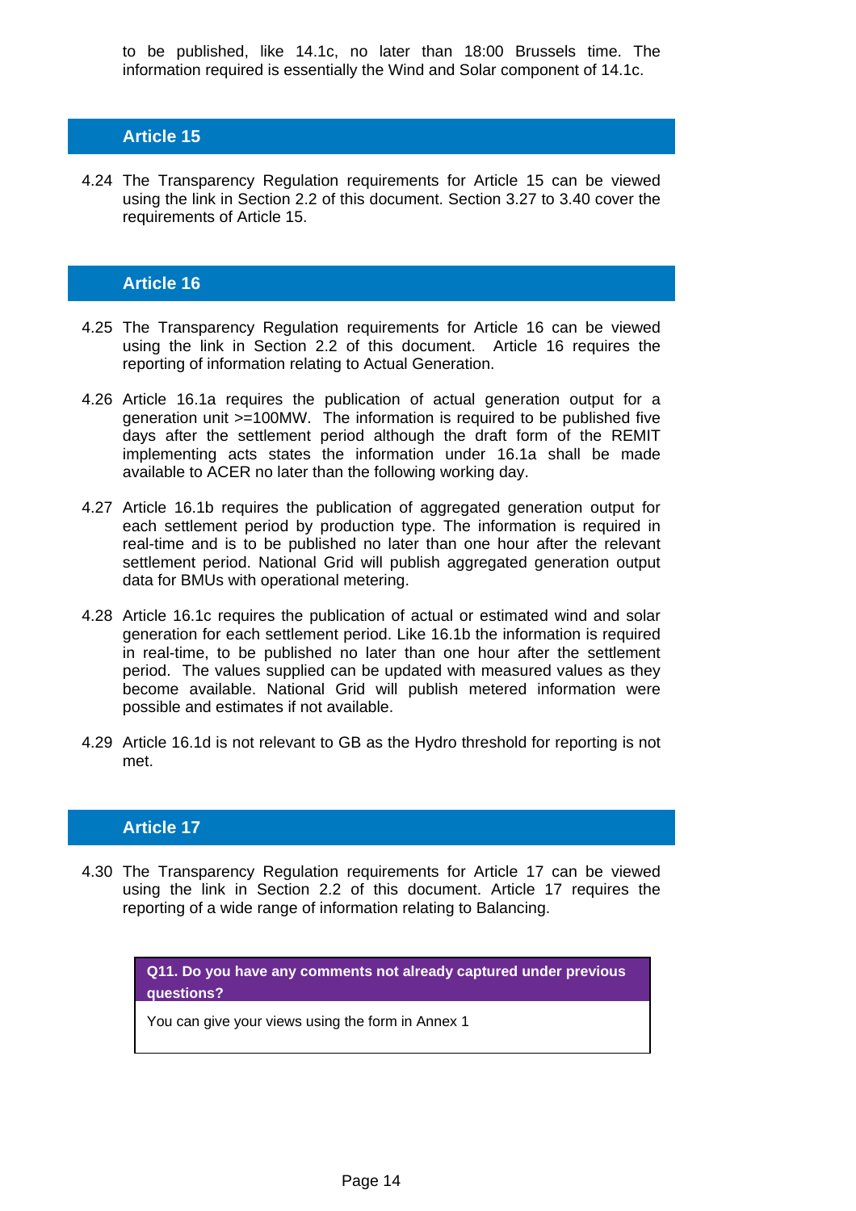to be published, like 14.1c, no later than 18:00 Brussels time. The information required is essentially the Wind and Solar component of 14.1c.

## Article 15

4.24 The Transparency Regulation requirements for Article 15 can be viewed using the link in Section 2.2 of this document. Section 3.27 to 3.40 cover the requirements of Article 15.

## Article 16

4.25 The Transparency Regulation requirements for Article 16 can be viewed using the link in Section 2.2 of this document. Article 16 requires the reporting of information relating to Actual Generation.

4.26 Article 16.1a requires the publication of actual generation output for a generation unit >=100MW. The information is required to be published five days after the settlement period although the draft form of the REMIT implementing acts states the information under 16.1a shall be made available to ACER no later than the following working day.

4.27 Article 16.1b requires the publication of aggregated generation output for each settlement period by production type. The information is required in real-time and is to be published no later than one hour after the relevant settlement period. National Grid will publish aggregated generation output data for BMUs with operational metering.

4.28 Article 16.1c requires the publication of actual or estimated wind and solar generation for each settlement period. Like 16.1b the information is required in real-time, to be published no later than one hour after the settlement period. The values supplied can be updated with measured values as they become available. National Grid will publish metered information were possible and estimates if not available.

4.29 Article 16.1d is not relevant to GB as the Hydro threshold for reporting is not met.

## Article 17

4.30 The Transparency Regulation requirements for Article 17 can be viewed using the link in Section 2.2 of this document. Article 17 requires the reporting of a wide range of information relating to Balancing.

**Q11. Do you have any comments not already captured under previous questions?**

You can give your views using the form in Annex 1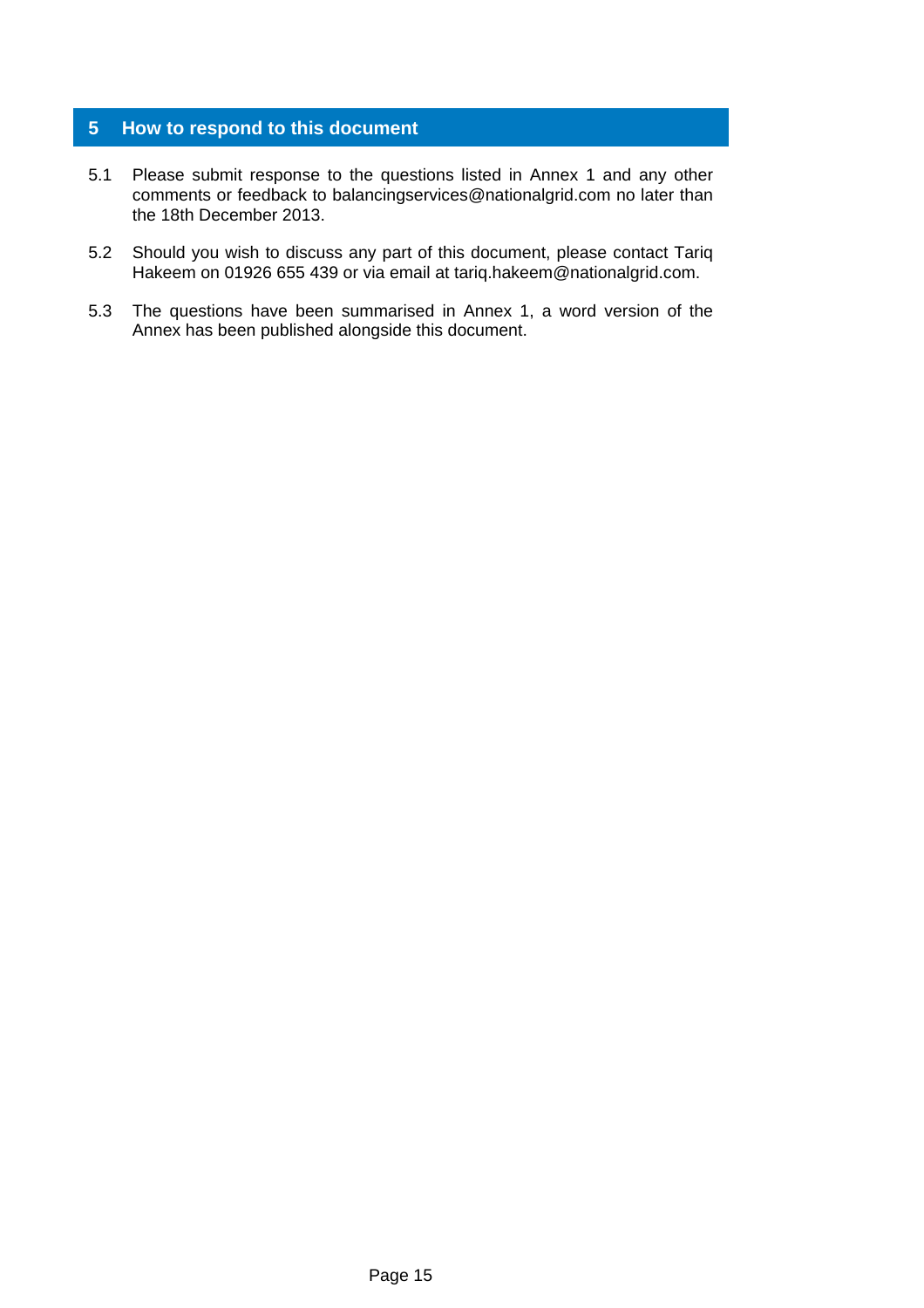## 5 How to respond to this document

5.1 Please submit response to the questions listed in Annex 1 and any other comments or feedback to balancingservices@nationalgrid.com no later than the 18th December 2013.

5.2 Should you wish to discuss any part of this document, please contact Tariq Hakeem on 01926 655 439 or via email at tariq.hakeem@nationalgrid.com.

5.3 The questions have been summarised in Annex 1, a word version of the Annex has been published alongside this document.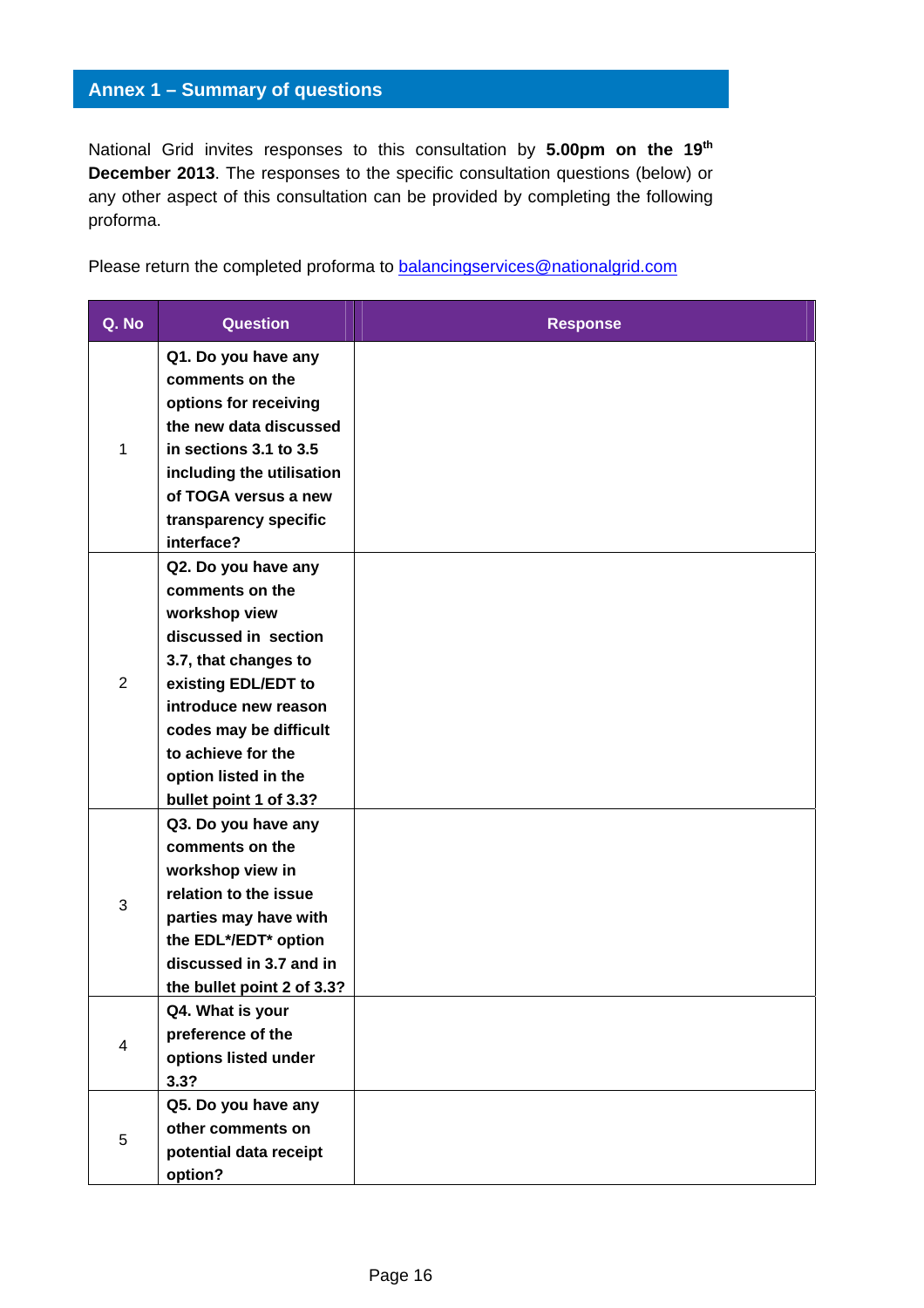## Annex 1 – Summary of questions

National Grid invites responses to this consultation by **5.00pm on the 19th December 2013**. The responses to the specific consultation questions (below) or any other aspect of this consultation can be provided by completing the following proforma.

Please return the completed proforma to balancingservices@nationalgrid.com

| Q. No | Question | Response |
|---|---|---|
| 1 | **Q1. Do you have any comments on the options for receiving the new data discussed in sections 3.1 to 3.5 including the utilisation of TOGA versus a new transparency specific interface?** | |
| 2 | **Q2. Do you have any comments on the workshop view discussed in section 3.7, that changes to existing EDL/EDT to introduce new reason codes may be difficult to achieve for the option listed in the bullet point 1 of 3.3?** | |
| 3 | **Q3. Do you have any comments on the workshop view in relation to the issue parties may have with the EDL*/EDT* option discussed in 3.7 and in the bullet point 2 of 3.3?** | |
| 4 | **Q4. What is your preference of the options listed under 3.3?** | |
| 5 | **Q5. Do you have any other comments on potential data receipt option?** | |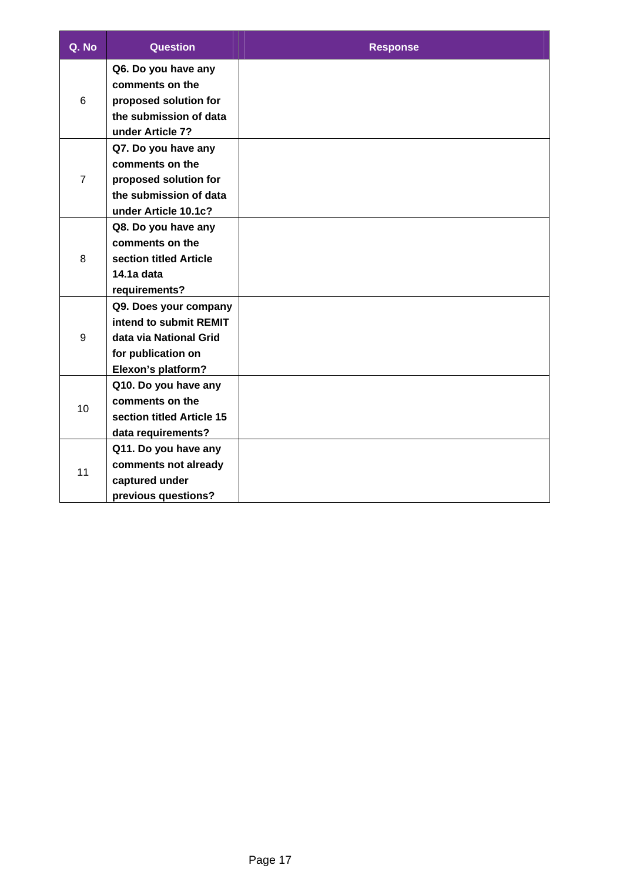| Q. No | Question | Response |
|---|---|---|
| 6 | **Q6. Do you have any comments on the proposed solution for the submission of data under Article 7?** | |
| 7 | **Q7. Do you have any comments on the proposed solution for the submission of data under Article 10.1c?** | |
| 8 | **Q8. Do you have any comments on the section titled Article 14.1a data requirements?** | |
| 9 | **Q9. Does your company intend to submit REMIT data via National Grid for publication on Elexon's platform?** | |
| 10 | **Q10. Do you have any comments on the section titled Article 15 data requirements?** | |
| 11 | **Q11. Do you have any comments not already captured under previous questions?** | |